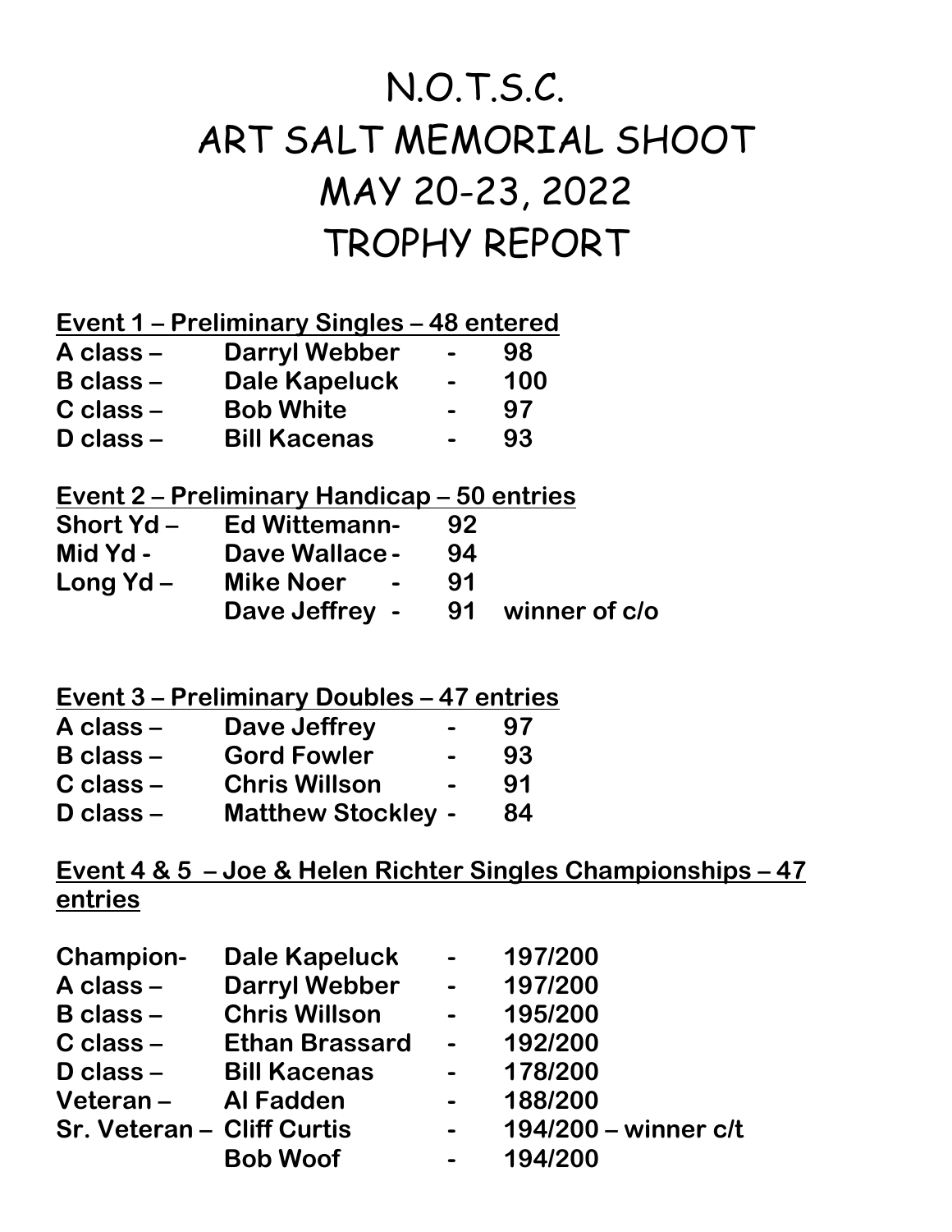# N.O.T.S.C.
# ART SALT MEMORIAL SHOOT
# MAY 20-23, 2022
# TROPHY REPORT

**Event 1 – Preliminary Singles – 48 entered**

| | | | |
|---|---|---|---|
| **A class –** | **Darryl Webber** | **-** | **98** |
| **B class –** | **Dale Kapeluck** | **-** | **100** |
| **C class –** | **Bob White** | **-** | **97** |
| **D class –** | **Bill Kacenas** | **-** | **93** |

**Event 2 – Preliminary Handicap – 50 entries**

| | | | |
|---|---|---|---|
| **Short Yd –** | **Ed Wittemann-** | **92** | |
| **Mid Yd -** | **Dave Wallace -** | **94** | |
| **Long Yd –** | **Mike Noer -** | **91** | |
| | **Dave Jeffrey -** | **91** | **winner of c/o** |

**Event 3 – Preliminary Doubles – 47 entries**

| | | | |
|---|---|---|---|
| **A class –** | **Dave Jeffrey** | **-** | **97** |
| **B class –** | **Gord Fowler** | **-** | **93** |
| **C class –** | **Chris Willson** | **-** | **91** |
| **D class –** | **Matthew Stockley** | **-** | **84** |

**Event 4 & 5 – Joe & Helen Richter Singles Championships – 47 entries**

| | | | |
|---|---|---|---|
| **Champion-** | **Dale Kapeluck** | **-** | **197/200** |
| **A class –** | **Darryl Webber** | **-** | **197/200** |
| **B class –** | **Chris Willson** | **-** | **195/200** |
| **C class –** | **Ethan Brassard** | **-** | **192/200** |
| **D class –** | **Bill Kacenas** | **-** | **178/200** |
| **Veteran –** | **Al Fadden** | **-** | **188/200** |
| **Sr. Veteran –** | **Cliff Curtis** | **-** | **194/200 – winner c/t** |
| | **Bob Woof** | **-** | **194/200** |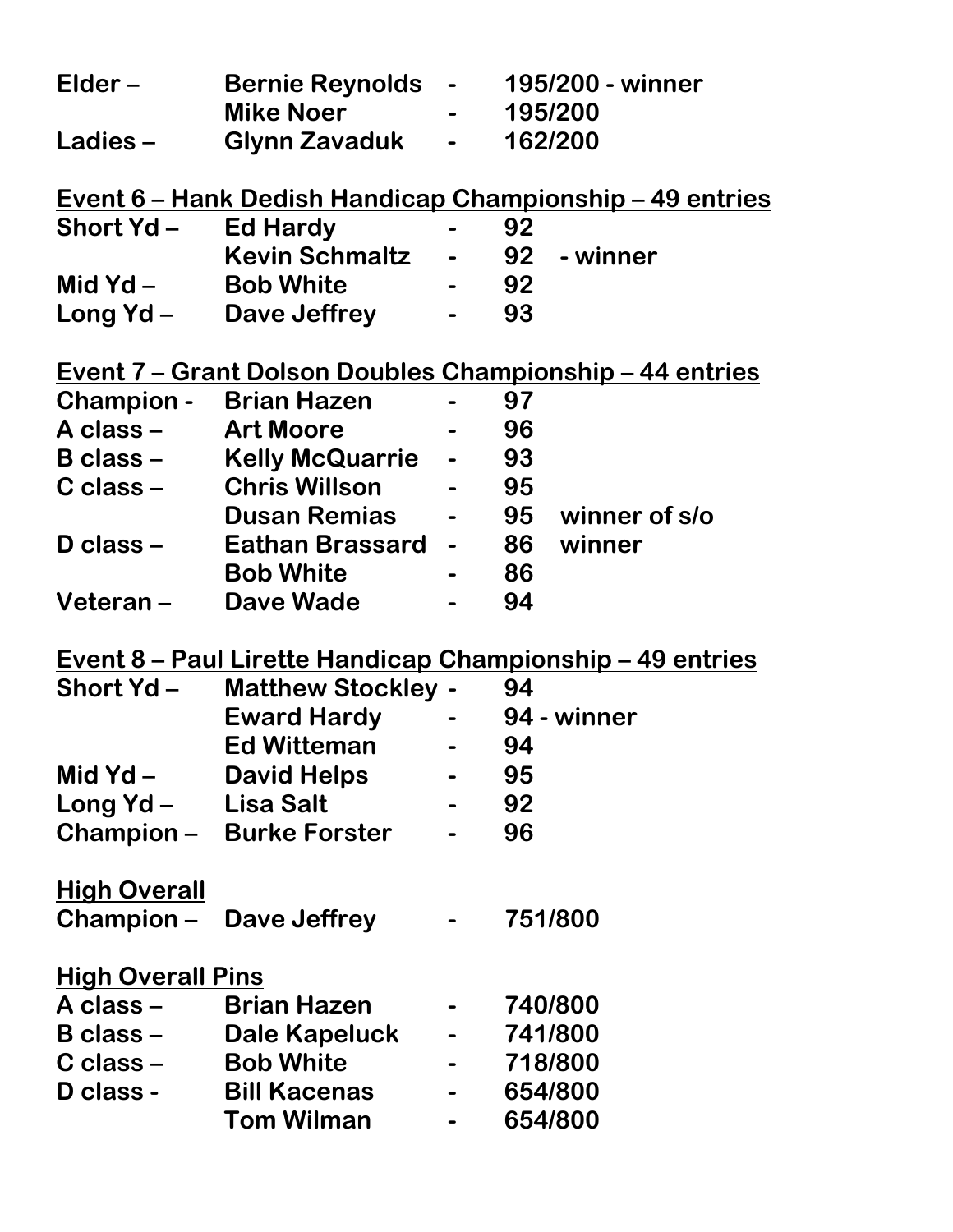| | | | |
|---|---|---|---|
| **Elder –** | **Bernie Reynolds** | **-** | **195/200 - winner** |
| | **Mike Noer** | **-** | **195/200** |
| **Ladies –** | **Glynn Zavaduk** | **-** | **162/200** |

**Event 6 – Hank Dedish Handicap Championship – 49 entries**

| | | | | |
|---|---|---|---|---|
| **Short Yd –** | **Ed Hardy** | **-** | **92** | |
| | **Kevin Schmaltz** | **-** | **92** | **- winner** |
| **Mid Yd –** | **Bob White** | **-** | **92** | |
| **Long Yd –** | **Dave Jeffrey** | **-** | **93** | |

**Event 7 – Grant Dolson Doubles Championship – 44 entries**

| | | | | |
|---|---|---|---|---|
| **Champion -** | **Brian Hazen** | **-** | **97** | |
| **A class –** | **Art Moore** | **-** | **96** | |
| **B class –** | **Kelly McQuarrie** | **-** | **93** | |
| **C class –** | **Chris Willson** | **-** | **95** | |
| | **Dusan Remias** | **-** | **95** | **winner of s/o** |
| **D class –** | **Eathan Brassard** | **-** | **86** | **winner** |
| | **Bob White** | **-** | **86** | |
| **Veteran –** | **Dave Wade** | **-** | **94** | |

**Event 8 – Paul Lirette Handicap Championship – 49 entries**

| | | | |
|---|---|---|---|
| **Short Yd –** | **Matthew Stockley** | **-** | **94** |
| | **Eward Hardy** | **-** | **94 - winner** |
| | **Ed Witteman** | **-** | **94** |
| **Mid Yd –** | **David Helps** | **-** | **95** |
| **Long Yd –** | **Lisa Salt** | **-** | **92** |
| **Champion –** | **Burke Forster** | **-** | **96** |

**High Overall**

| | | | |
|---|---|---|---|
| **Champion –** | **Dave Jeffrey** | **-** | **751/800** |

**High Overall Pins**

| | | | |
|---|---|---|---|
| **A class –** | **Brian Hazen** | **-** | **740/800** |
| **B class –** | **Dale Kapeluck** | **-** | **741/800** |
| **C class –** | **Bob White** | **-** | **718/800** |
| **D class -** | **Bill Kacenas** | **-** | **654/800** |
| | **Tom Wilman** | **-** | **654/800** |